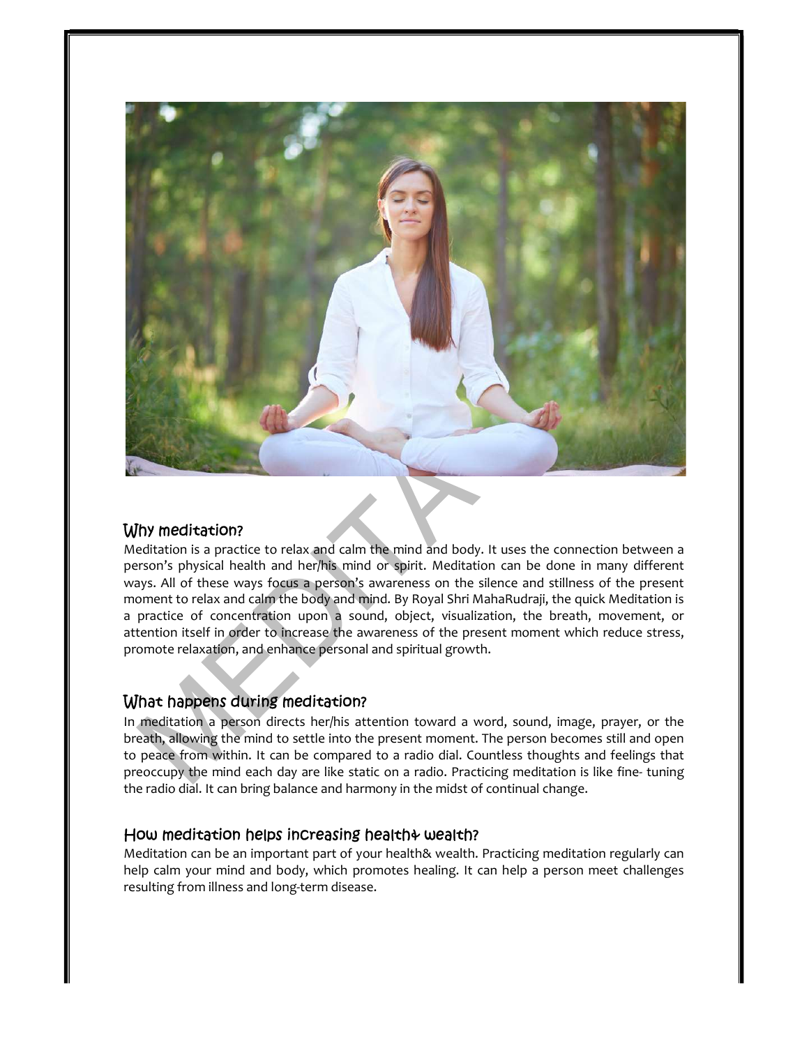## Why meditation?

Meditation is a practice to relax and calm the mind and body. It uses the connection between a person's physical health and her/his mind or spirit. Meditation can be done in many different ways. All of these ways focus a person's awareness on the silence and stillness of the present moment to relax and calm the body and mind. By Royal Shri MahaRudraji, the quick Meditation is a practice of concentration upon a sound, object, visualization, the breath, movement, or attention itself in order to increase the awareness of the present moment which reduce stress, promote relaxation, and enhance personal and spiritual growth.

## What happens during meditation?

In meditation a person directs her/his attention toward a word, sound, image, prayer, or the breath, allowing the mind to settle into the present moment. The person becomes still and open to peace from within. It can be compared to a radio dial. Countless thoughts and feelings that preoccupy the mind each day are like static on a radio. Practicing meditation is like fine- tuning the radio dial. It can bring balance and harmony in the midst of continual change.

## How meditation helps increasing health& wealth?

Meditation can be an important part of your health& wealth. Practicing meditation regularly can help calm your mind and body, which promotes healing. It can help a person meet challenges resulting from illness and long-term disease.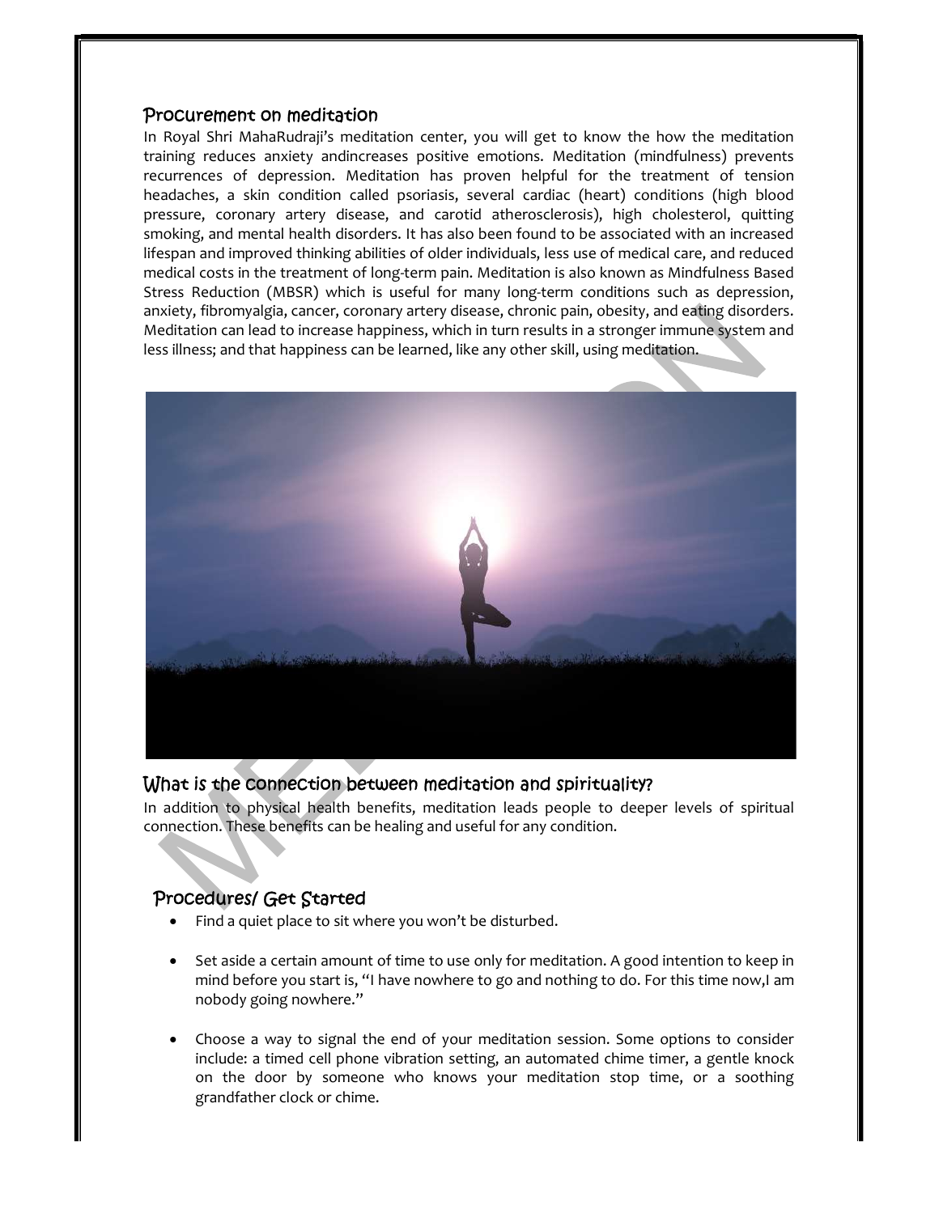## Procurement on meditation

In Royal Shri MahaRudraji's meditation center, you will get to know the how the meditation training reduces anxiety andincreases positive emotions. Meditation (mindfulness) prevents recurrences of depression. Meditation has proven helpful for the treatment of tension headaches, a skin condition called psoriasis, several cardiac (heart) conditions (high blood pressure, coronary artery disease, and carotid atherosclerosis), high cholesterol, quitting smoking, and mental health disorders. It has also been found to be associated with an increased lifespan and improved thinking abilities of older individuals, less use of medical care, and reduced medical costs in the treatment of long-term pain. Meditation is also known as Mindfulness Based Stress Reduction (MBSR) which is useful for many long-term conditions such as depression, anxiety, fibromyalgia, cancer, coronary artery disease, chronic pain, obesity, and eating disorders. Meditation can lead to increase happiness, which in turn results in a stronger immune system and less illness; and that happiness can be learned, like any other skill, using meditation.

## What is the connection between meditation and spirituality?

In addition to physical health benefits, meditation leads people to deeper levels of spiritual connection. These benefits can be healing and useful for any condition.

## Procedures/ Get Started

- Find a quiet place to sit where you won't be disturbed.
- Set aside a certain amount of time to use only for meditation. A good intention to keep in mind before you start is, "I have nowhere to go and nothing to do. For this time now,I am nobody going nowhere."
- Choose a way to signal the end of your meditation session. Some options to consider include: a timed cell phone vibration setting, an automated chime timer, a gentle knock on the door by someone who knows your meditation stop time, or a soothing grandfather clock or chime.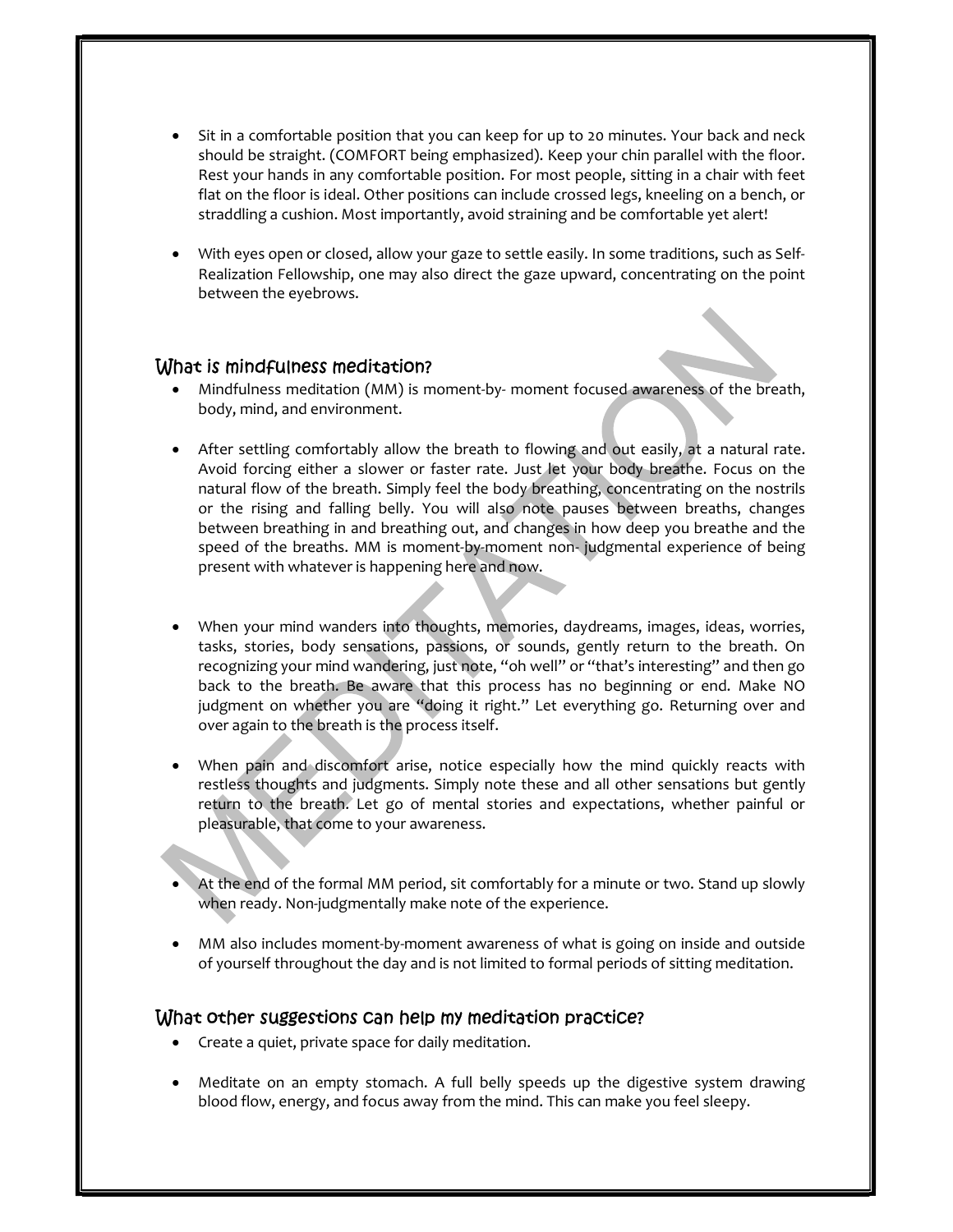- Sit in a comfortable position that you can keep for up to 20 minutes. Your back and neck should be straight. (COMFORT being emphasized). Keep your chin parallel with the floor. Rest your hands in any comfortable position. For most people, sitting in a chair with feet flat on the floor is ideal. Other positions can include crossed legs, kneeling on a bench, or straddling a cushion. Most importantly, avoid straining and be comfortable yet alert!

- With eyes open or closed, allow your gaze to settle easily. In some traditions, such as Self-Realization Fellowship, one may also direct the gaze upward, concentrating on the point between the eyebrows.

## What is mindfulness meditation?

- Mindfulness meditation (MM) is moment-by- moment focused awareness of the breath, body, mind, and environment.

- After settling comfortably allow the breath to flowing and out easily, at a natural rate. Avoid forcing either a slower or faster rate. Just let your body breathe. Focus on the natural flow of the breath. Simply feel the body breathing, concentrating on the nostrils or the rising and falling belly. You will also note pauses between breaths, changes between breathing in and breathing out, and changes in how deep you breathe and the speed of the breaths. MM is moment-by-moment non- judgmental experience of being present with whatever is happening here and now.

- When your mind wanders into thoughts, memories, daydreams, images, ideas, worries, tasks, stories, body sensations, passions, or sounds, gently return to the breath. On recognizing your mind wandering, just note, "oh well" or "that's interesting" and then go back to the breath. Be aware that this process has no beginning or end. Make NO judgment on whether you are "doing it right." Let everything go. Returning over and over again to the breath is the process itself.

- When pain and discomfort arise, notice especially how the mind quickly reacts with restless thoughts and judgments. Simply note these and all other sensations but gently return to the breath. Let go of mental stories and expectations, whether painful or pleasurable, that come to your awareness.

- At the end of the formal MM period, sit comfortably for a minute or two. Stand up slowly when ready. Non-judgmentally make note of the experience.

- MM also includes moment-by-moment awareness of what is going on inside and outside of yourself throughout the day and is not limited to formal periods of sitting meditation.

## What other suggestions can help my meditation practice?

- Create a quiet, private space for daily meditation.

- Meditate on an empty stomach. A full belly speeds up the digestive system drawing blood flow, energy, and focus away from the mind. This can make you feel sleepy.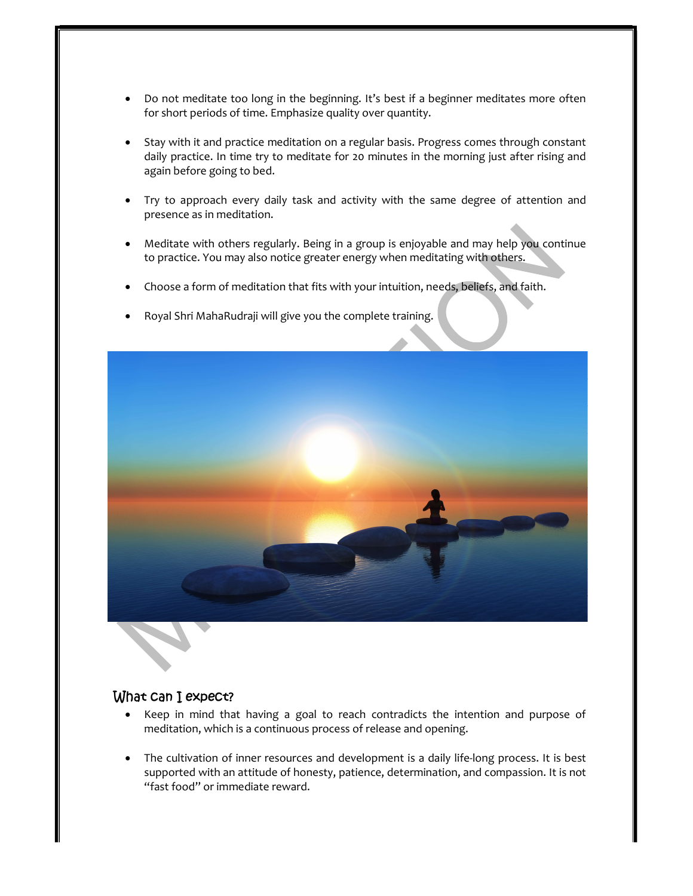- Do not meditate too long in the beginning. It's best if a beginner meditates more often for short periods of time. Emphasize quality over quantity.

- Stay with it and practice meditation on a regular basis. Progress comes through constant daily practice. In time try to meditate for 20 minutes in the morning just after rising and again before going to bed.

- Try to approach every daily task and activity with the same degree of attention and presence as in meditation.

- Meditate with others regularly. Being in a group is enjoyable and may help you continue to practice. You may also notice greater energy when meditating with others.

- Choose a form of meditation that fits with your intuition, needs, beliefs, and faith.

- Royal Shri MahaRudraji will give you the complete training.

## What can I expect?

- Keep in mind that having a goal to reach contradicts the intention and purpose of meditation, which is a continuous process of release and opening.

- The cultivation of inner resources and development is a daily life-long process. It is best supported with an attitude of honesty, patience, determination, and compassion. It is not "fast food" or immediate reward.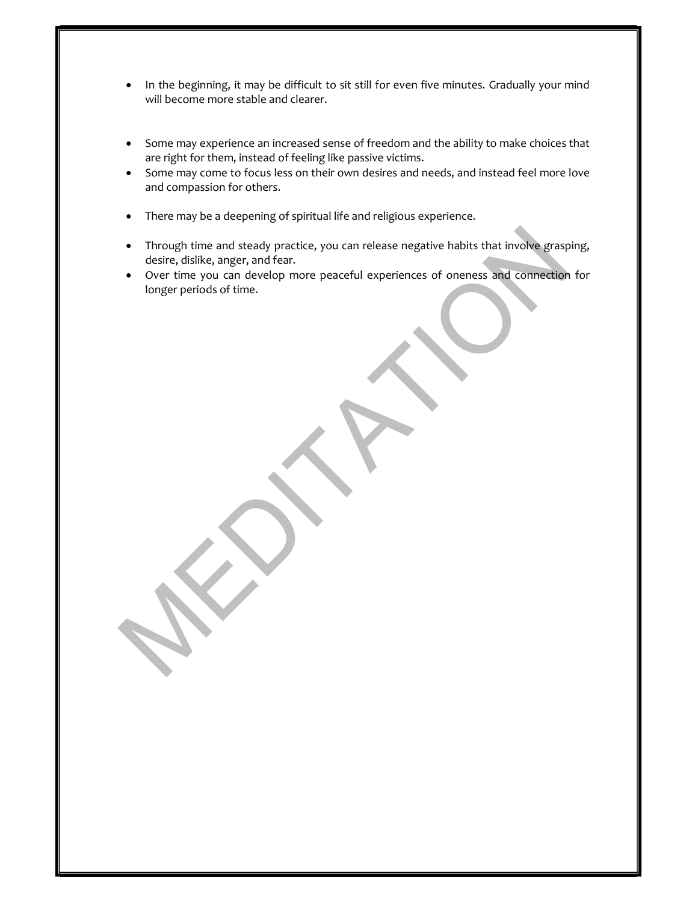- In the beginning, it may be difficult to sit still for even five minutes. Gradually your mind will become more stable and clearer.

- Some may experience an increased sense of freedom and the ability to make choices that are right for them, instead of feeling like passive victims.
- Some may come to focus less on their own desires and needs, and instead feel more love and compassion for others.

- There may be a deepening of spiritual life and religious experience.

- Through time and steady practice, you can release negative habits that involve grasping, desire, dislike, anger, and fear.
- Over time you can develop more peaceful experiences of oneness and connection for longer periods of time.